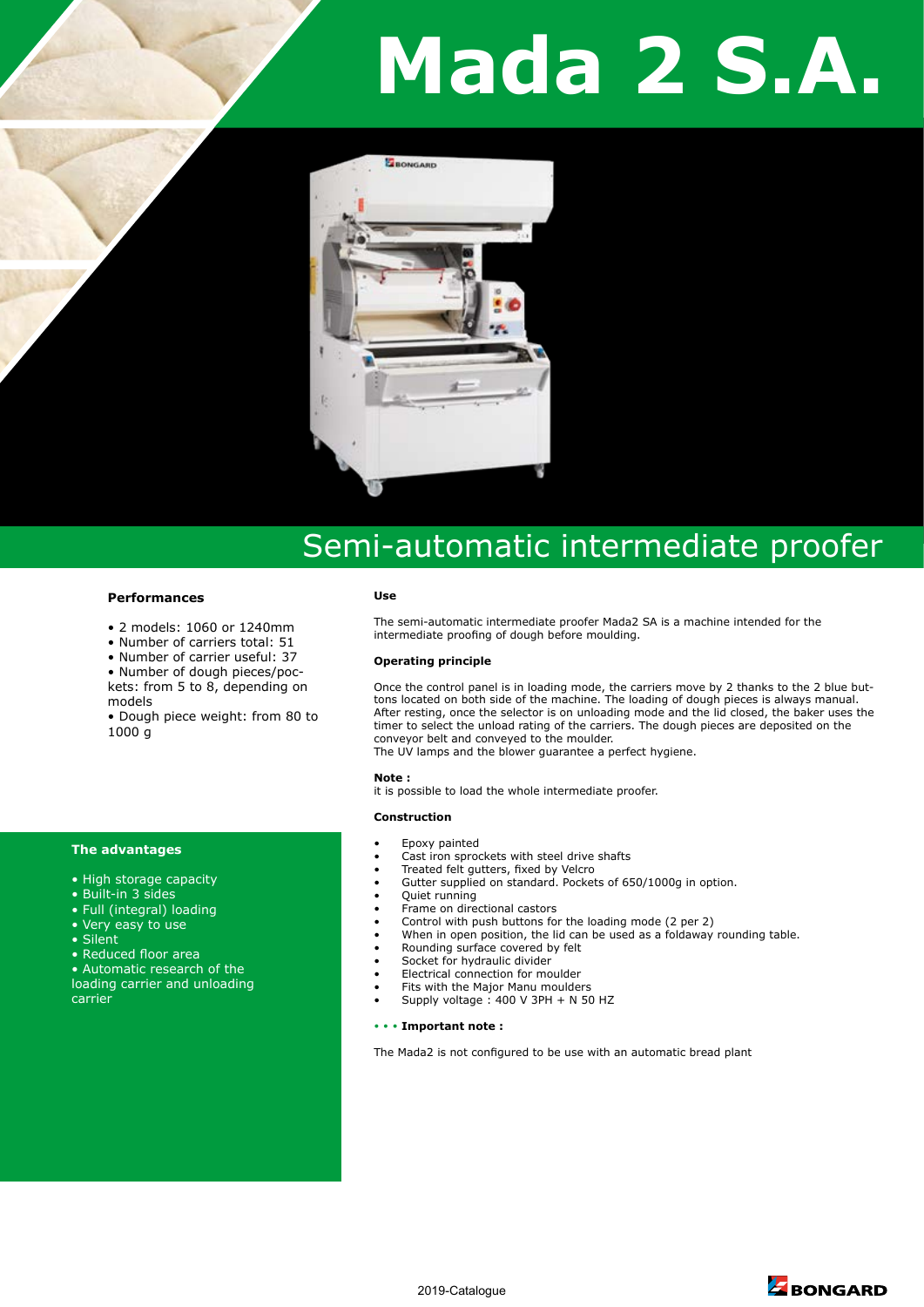# Mada 2 S.A.

## Semi-automatic intermediate proofer

### Performances

- 2 models: 1060 or 1240mm
- Number of carriers total: 51
- Number of carrier useful: 37
- Number of dough pieces/pockets: from 5 to 8, depending on models
- Dough piece weight: from 80 to 1000 g

### The advantages

- High storage capacity
- Built-in 3 sides
- Full (integral) loading
- Very easy to use
- Silent
- Reduced floor area
- Automatic research of the loading carrier and unloading carrier

### Use

The semi-automatic intermediate proofer Mada2 SA is a machine intended for the intermediate proofing of dough before moulding.

### Operating principle

Once the control panel is in loading mode, the carriers move by 2 thanks to the 2 blue buttons located on both side of the machine. The loading of dough pieces is always manual. After resting, once the selector is on unloading mode and the lid closed, the baker uses the timer to select the unload rating of the carriers. The dough pieces are deposited on the conveyor belt and conveyed to the moulder.
The UV lamps and the blower guarantee a perfect hygiene.

**Note :**
it is possible to load the whole intermediate proofer.

### Construction

- Epoxy painted
- Cast iron sprockets with steel drive shafts
- Treated felt gutters, fixed by Velcro
- Gutter supplied on standard. Pockets of 650/1000g in option.
- Quiet running
- Frame on directional castors
- Control with push buttons for the loading mode (2 per 2)
- When in open position, the lid can be used as a foldaway rounding table.
- Rounding surface covered by felt
- Socket for hydraulic divider
- Electrical connection for moulder
- Fits with the Major Manu moulders
- Supply voltage : 400 V 3PH + N 50 HZ

**• • • Important note :**

The Mada2 is not configured to be use with an automatic bread plant

2019-Catalogue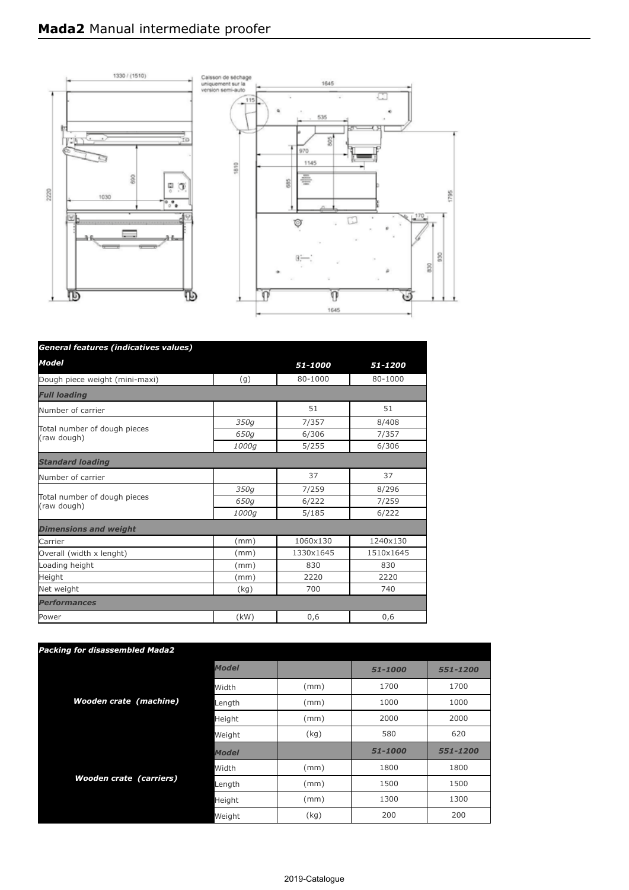# **Mada2** Manual intermediate proofer

1330 / (1510)

Caisson de séchage uniquement sur la version semi-auto

1645

115

535

805

970

1145

685

1810

2220

690

1030

1795

170

930

830

1645

| General features (indicatives values) | | | |
|---|---|---|---|
| **Model** | | **51-1000** | **51-1200** |
| Dough piece weight (mini-maxi) | (g) | 80-1000 | 80-1000 |
| ***Full loading*** | | | |
| Number of carrier | | 51 | 51 |
| Total number of dough pieces (raw dough) | 350g | 7/357 | 8/408 |
| | 650g | 6/306 | 7/357 |
| | 1000g | 5/255 | 6/306 |
| ***Standard loading*** | | | |
| Number of carrier | | 37 | 37 |
| Total number of dough pieces (raw dough) | 350g | 7/259 | 8/296 |
| | 650g | 6/222 | 7/259 |
| | 1000g | 5/185 | 6/222 |
| ***Dimensions and weight*** | | | |
| Carrier | (mm) | 1060x130 | 1240x130 |
| Overall (width x lenght) | (mm) | 1330x1645 | 1510x1645 |
| Loading height | (mm) | 830 | 830 |
| Height | (mm) | 2220 | 2220 |
| Net weight | (kg) | 700 | 740 |
| ***Performances*** | | | |
| Power | (kW) | 0,6 | 0,6 |

| Packing for disassembled Mada2 | | | | |
|---|---|---|---|---|
| | **Model** | | **51-1000** | **551-1200** |
| ***Wooden crate (machine)*** | Width | (mm) | 1700 | 1700 |
| | Length | (mm) | 1000 | 1000 |
| | Height | (mm) | 2000 | 2000 |
| | Weight | (kg) | 580 | 620 |
| | **Model** | | **51-1000** | **551-1200** |
| ***Wooden crate (carriers)*** | Width | (mm) | 1800 | 1800 |
| | Length | (mm) | 1500 | 1500 |
| | Height | (mm) | 1300 | 1300 |
| | Weight | (kg) | 200 | 200 |

2019-Catalogue